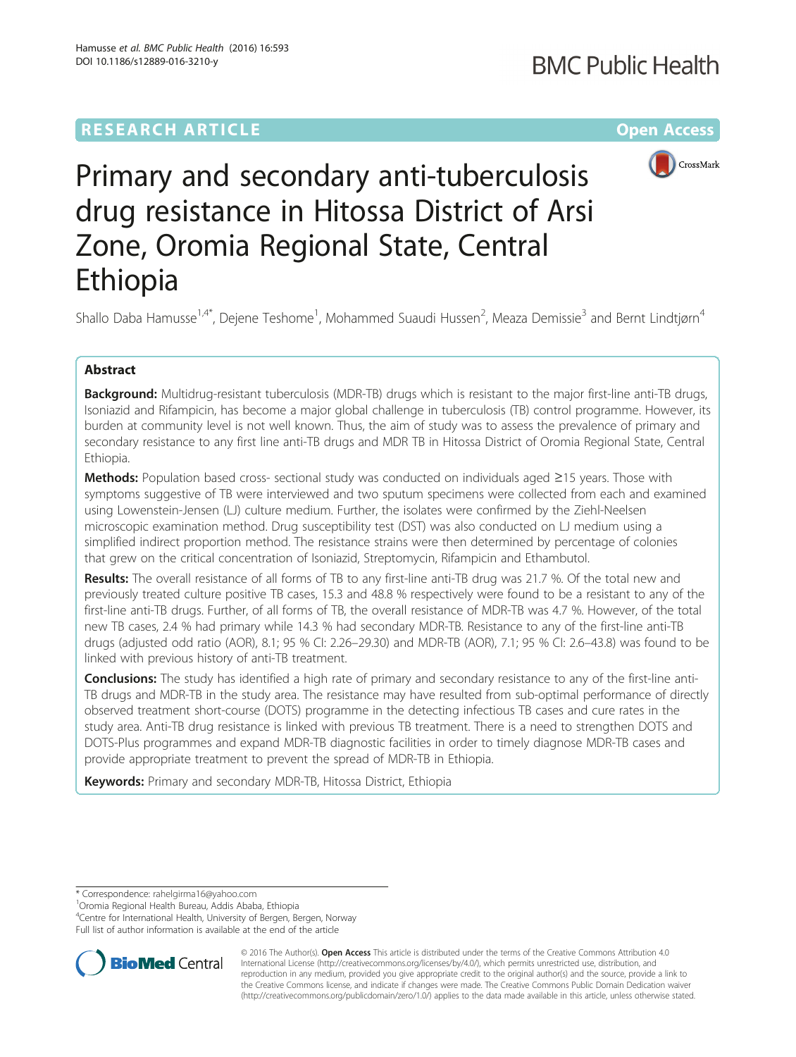**RESEARCH ARTICLE** **Open Access**

# Primary and secondary anti-tuberculosis drug resistance in Hitossa District of Arsi Zone, Oromia Regional State, Central Ethiopia

Shallo Daba Hamusse[1,4*], Dejene Teshome[1], Mohammed Suaudi Hussen[2], Meaza Demissie[3] and Bernt Lindtjørn[4]

## Abstract

**Background:** Multidrug-resistant tuberculosis (MDR-TB) drugs which is resistant to the major first-line anti-TB drugs, Isoniazid and Rifampicin, has become a major global challenge in tuberculosis (TB) control programme. However, its burden at community level is not well known. Thus, the aim of study was to assess the prevalence of primary and secondary resistance to any first line anti-TB drugs and MDR TB in Hitossa District of Oromia Regional State, Central Ethiopia.

**Methods:** Population based cross- sectional study was conducted on individuals aged ≥15 years. Those with symptoms suggestive of TB were interviewed and two sputum specimens were collected from each and examined using Lowenstein-Jensen (LJ) culture medium. Further, the isolates were confirmed by the Ziehl-Neelsen microscopic examination method. Drug susceptibility test (DST) was also conducted on LJ medium using a simplified indirect proportion method. The resistance strains were then determined by percentage of colonies that grew on the critical concentration of Isoniazid, Streptomycin, Rifampicin and Ethambutol.

**Results:** The overall resistance of all forms of TB to any first-line anti-TB drug was 21.7 %. Of the total new and previously treated culture positive TB cases, 15.3 and 48.8 % respectively were found to be a resistant to any of the first-line anti-TB drugs. Further, of all forms of TB, the overall resistance of MDR-TB was 4.7 %. However, of the total new TB cases, 2.4 % had primary while 14.3 % had secondary MDR-TB. Resistance to any of the first-line anti-TB drugs (adjusted odd ratio (AOR), 8.1; 95 % CI: 2.26–29.30) and MDR-TB (AOR), 7.1; 95 % CI: 2.6–43.8) was found to be linked with previous history of anti-TB treatment.

**Conclusions:** The study has identified a high rate of primary and secondary resistance to any of the first-line anti-TB drugs and MDR-TB in the study area. The resistance may have resulted from sub-optimal performance of directly observed treatment short-course (DOTS) programme in the detecting infectious TB cases and cure rates in the study area. Anti-TB drug resistance is linked with previous TB treatment. There is a need to strengthen DOTS and DOTS-Plus programmes and expand MDR-TB diagnostic facilities in order to timely diagnose MDR-TB cases and provide appropriate treatment to prevent the spread of MDR-TB in Ethiopia.

**Keywords:** Primary and secondary MDR-TB, Hitossa District, Ethiopia

\* Correspondence: rahelgirma16@yahoo.com
[1]Oromia Regional Health Bureau, Addis Ababa, Ethiopia
[4]Centre for International Health, University of Bergen, Bergen, Norway
Full list of author information is available at the end of the article

© 2016 The Author(s). **Open Access** This article is distributed under the terms of the Creative Commons Attribution 4.0 International License (http://creativecommons.org/licenses/by/4.0/), which permits unrestricted use, distribution, and reproduction in any medium, provided you give appropriate credit to the original author(s) and the source, provide a link to the Creative Commons license, and indicate if changes were made. The Creative Commons Public Domain Dedication waiver (http://creativecommons.org/publicdomain/zero/1.0/) applies to the data made available in this article, unless otherwise stated.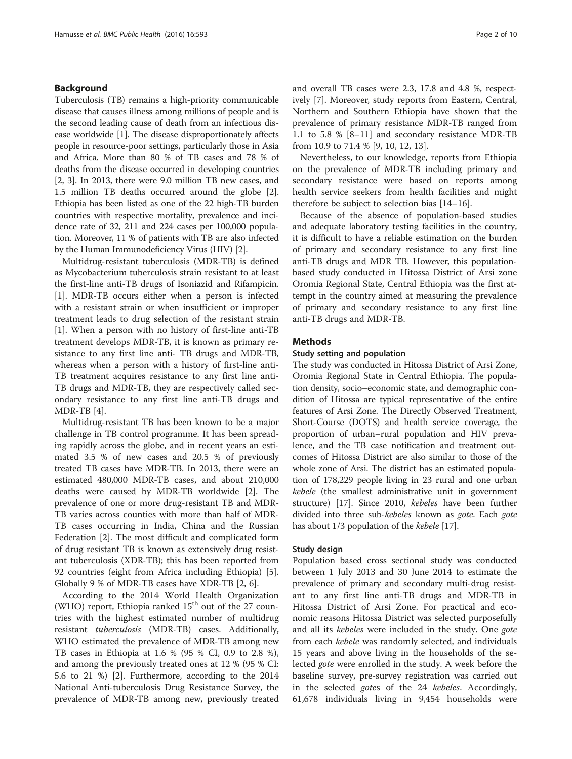## Background

Tuberculosis (TB) remains a high-priority communicable disease that causes illness among millions of people and is the second leading cause of death from an infectious disease worldwide [1]. The disease disproportionately affects people in resource-poor settings, particularly those in Asia and Africa. More than 80 % of TB cases and 78 % of deaths from the disease occurred in developing countries [2, 3]. In 2013, there were 9.0 million TB new cases, and 1.5 million TB deaths occurred around the globe [2]. Ethiopia has been listed as one of the 22 high-TB burden countries with respective mortality, prevalence and incidence rate of 32, 211 and 224 cases per 100,000 population. Moreover, 11 % of patients with TB are also infected by the Human Immunodeficiency Virus (HIV) [2].

Multidrug-resistant tuberculosis (MDR-TB) is defined as Mycobacterium tuberculosis strain resistant to at least the first-line anti-TB drugs of Isoniazid and Rifampicin. [1]. MDR-TB occurs either when a person is infected with a resistant strain or when insufficient or improper treatment leads to drug selection of the resistant strain [1]. When a person with no history of first-line anti-TB treatment develops MDR-TB, it is known as primary resistance to any first line anti- TB drugs and MDR-TB, whereas when a person with a history of first-line anti-TB treatment acquires resistance to any first line anti-TB drugs and MDR-TB, they are respectively called secondary resistance to any first line anti-TB drugs and MDR-TB [4].

Multidrug-resistant TB has been known to be a major challenge in TB control programme. It has been spreading rapidly across the globe, and in recent years an estimated 3.5 % of new cases and 20.5 % of previously treated TB cases have MDR-TB. In 2013, there were an estimated 480,000 MDR-TB cases, and about 210,000 deaths were caused by MDR-TB worldwide [2]. The prevalence of one or more drug-resistant TB and MDR-TB varies across counties with more than half of MDR-TB cases occurring in India, China and the Russian Federation [2]. The most difficult and complicated form of drug resistant TB is known as extensively drug resistant tuberculosis (XDR-TB); this has been reported from 92 countries (eight from Africa including Ethiopia) [5]. Globally 9 % of MDR-TB cases have XDR-TB [2, 6].

According to the 2014 World Health Organization (WHO) report, Ethiopia ranked 15[th] out of the 27 countries with the highest estimated number of multidrug resistant *tuberculosis* (MDR-TB) cases. Additionally, WHO estimated the prevalence of MDR-TB among new TB cases in Ethiopia at 1.6 % (95 % CI, 0.9 to 2.8 %), and among the previously treated ones at 12 % (95 % CI: 5.6 to 21 %) [2]. Furthermore, according to the 2014 National Anti-tuberculosis Drug Resistance Survey, the prevalence of MDR-TB among new, previously treated and overall TB cases were 2.3, 17.8 and 4.8 %, respectively [7]. Moreover, study reports from Eastern, Central, Northern and Southern Ethiopia have shown that the prevalence of primary resistance MDR-TB ranged from 1.1 to 5.8 % [8–11] and secondary resistance MDR-TB from 10.9 to 71.4 % [9, 10, 12, 13].

Nevertheless, to our knowledge, reports from Ethiopia on the prevalence of MDR-TB including primary and secondary resistance were based on reports among health service seekers from health facilities and might therefore be subject to selection bias [14–16].

Because of the absence of population-based studies and adequate laboratory testing facilities in the country, it is difficult to have a reliable estimation on the burden of primary and secondary resistance to any first line anti-TB drugs and MDR TB. However, this population-based study conducted in Hitossa District of Arsi zone Oromia Regional State, Central Ethiopia was the first attempt in the country aimed at measuring the prevalence of primary and secondary resistance to any first line anti-TB drugs and MDR-TB.

## Methods

### Study setting and population

The study was conducted in Hitossa District of Arsi Zone, Oromia Regional State in Central Ethiopia. The population density, socio–economic state, and demographic condition of Hitossa are typical representative of the entire features of Arsi Zone. The Directly Observed Treatment, Short-Course (DOTS) and health service coverage, the proportion of urban–rural population and HIV prevalence, and the TB case notification and treatment outcomes of Hitossa District are also similar to those of the whole zone of Arsi. The district has an estimated population of 178,229 people living in 23 rural and one urban *kebele* (the smallest administrative unit in government structure) [17]. Since 2010, *kebeles* have been further divided into three sub-*kebeles* known as *gote*. Each *gote* has about 1/3 population of the *kebele* [17].

### Study design

Population based cross sectional study was conducted between 1 July 2013 and 30 June 2014 to estimate the prevalence of primary and secondary multi-drug resistant to any first line anti-TB drugs and MDR-TB in Hitossa District of Arsi Zone. For practical and economic reasons Hitossa District was selected purposefully and all its *kebeles* were included in the study. One *gote* from each *kebele* was randomly selected, and individuals 15 years and above living in the households of the selected *gote* were enrolled in the study. A week before the baseline survey, pre-survey registration was carried out in the selected *gote*s of the 24 *kebeles*. Accordingly, 61,678 individuals living in 9,454 households were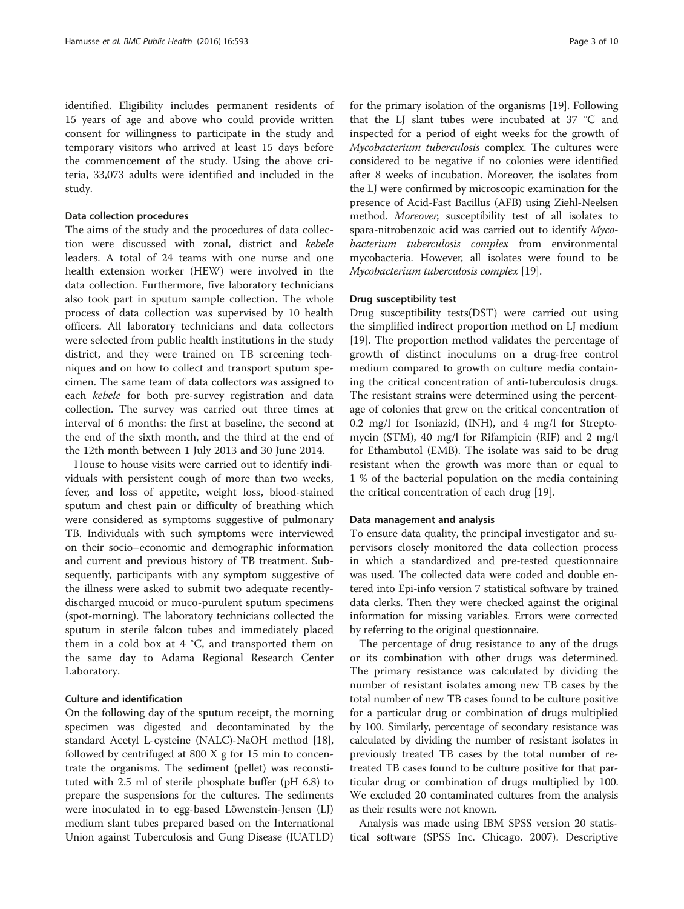identified. Eligibility includes permanent residents of 15 years of age and above who could provide written consent for willingness to participate in the study and temporary visitors who arrived at least 15 days before the commencement of the study. Using the above criteria, 33,073 adults were identified and included in the study.

#### Data collection procedures

The aims of the study and the procedures of data collection were discussed with zonal, district and *kebele* leaders. A total of 24 teams with one nurse and one health extension worker (HEW) were involved in the data collection. Furthermore, five laboratory technicians also took part in sputum sample collection. The whole process of data collection was supervised by 10 health officers. All laboratory technicians and data collectors were selected from public health institutions in the study district, and they were trained on TB screening techniques and on how to collect and transport sputum specimen. The same team of data collectors was assigned to each *kebele* for both pre-survey registration and data collection. The survey was carried out three times at interval of 6 months: the first at baseline, the second at the end of the sixth month, and the third at the end of the 12th month between 1 July 2013 and 30 June 2014.

House to house visits were carried out to identify individuals with persistent cough of more than two weeks, fever, and loss of appetite, weight loss, blood-stained sputum and chest pain or difficulty of breathing which were considered as symptoms suggestive of pulmonary TB. Individuals with such symptoms were interviewed on their socio–economic and demographic information and current and previous history of TB treatment. Subsequently, participants with any symptom suggestive of the illness were asked to submit two adequate recently-discharged mucoid or muco-purulent sputum specimens (spot-morning). The laboratory technicians collected the sputum in sterile falcon tubes and immediately placed them in a cold box at 4 °C, and transported them on the same day to Adama Regional Research Center Laboratory.

#### Culture and identification

On the following day of the sputum receipt, the morning specimen was digested and decontaminated by the standard Acetyl L-cysteine (NALC)-NaOH method [18], followed by centrifuged at 800 X g for 15 min to concentrate the organisms. The sediment (pellet) was reconstituted with 2.5 ml of sterile phosphate buffer (pH 6.8) to prepare the suspensions for the cultures. The sediments were inoculated in to egg-based Löwenstein-Jensen (LJ) medium slant tubes prepared based on the International Union against Tuberculosis and Gung Disease (IUATLD) for the primary isolation of the organisms [19]. Following that the LJ slant tubes were incubated at 37 °C and inspected for a period of eight weeks for the growth of *Mycobacterium tuberculosis* complex. The cultures were considered to be negative if no colonies were identified after 8 weeks of incubation. Moreover, the isolates from the LJ were confirmed by microscopic examination for the presence of Acid-Fast Bacillus (AFB) using Ziehl-Neelsen method. *Moreover*, susceptibility test of all isolates to spara-nitrobenzoic acid was carried out to identify *Mycobacterium tuberculosis complex* from environmental mycobacteria. However, all isolates were found to be *Mycobacterium tuberculosis complex* [19].

#### Drug susceptibility test

Drug susceptibility tests(DST) were carried out using the simplified indirect proportion method on LJ medium [19]. The proportion method validates the percentage of growth of distinct inoculums on a drug-free control medium compared to growth on culture media containing the critical concentration of anti-tuberculosis drugs. The resistant strains were determined using the percentage of colonies that grew on the critical concentration of 0.2 mg/l for Isoniazid, (INH), and 4 mg/l for Streptomycin (STM), 40 mg/l for Rifampicin (RIF) and 2 mg/l for Ethambutol (EMB). The isolate was said to be drug resistant when the growth was more than or equal to 1 % of the bacterial population on the media containing the critical concentration of each drug [19].

#### Data management and analysis

To ensure data quality, the principal investigator and supervisors closely monitored the data collection process in which a standardized and pre-tested questionnaire was used. The collected data were coded and double entered into Epi-info version 7 statistical software by trained data clerks. Then they were checked against the original information for missing variables. Errors were corrected by referring to the original questionnaire.

The percentage of drug resistance to any of the drugs or its combination with other drugs was determined. The primary resistance was calculated by dividing the number of resistant isolates among new TB cases by the total number of new TB cases found to be culture positive for a particular drug or combination of drugs multiplied by 100. Similarly, percentage of secondary resistance was calculated by dividing the number of resistant isolates in previously treated TB cases by the total number of re-treated TB cases found to be culture positive for that particular drug or combination of drugs multiplied by 100. We excluded 20 contaminated cultures from the analysis as their results were not known.

Analysis was made using IBM SPSS version 20 statistical software (SPSS Inc. Chicago. 2007). Descriptive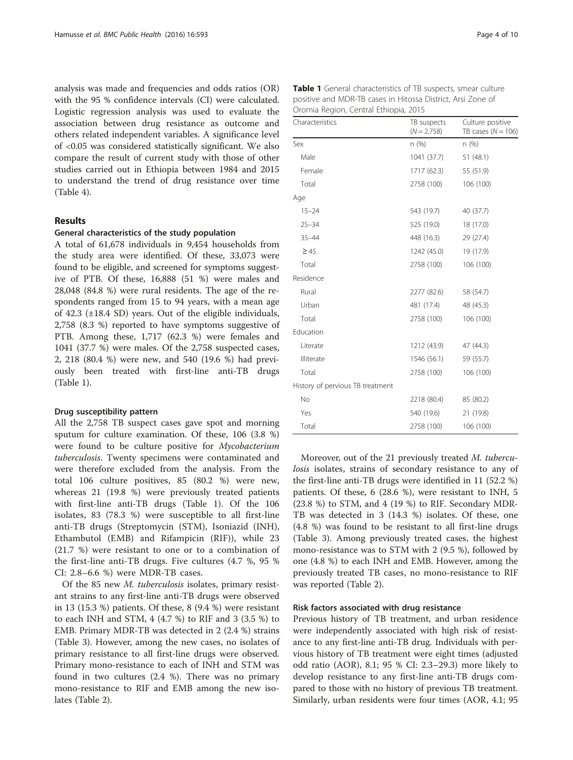analysis was made and frequencies and odds ratios (OR) with the 95 % confidence intervals (CI) were calculated. Logistic regression analysis was used to evaluate the association between drug resistance as outcome and others related independent variables. A significance level of <0.05 was considered statistically significant. We also compare the result of current study with those of other studies carried out in Ethiopia between 1984 and 2015 to understand the trend of drug resistance over time (Table 4).

## Results

### General characteristics of the study population

A total of 61,678 individuals in 9,454 households from the study area were identified. Of these, 33,073 were found to be eligible, and screened for symptoms suggestive of PTB. Of these, 16,888 (51 %) were males and 28,048 (84.8 %) were rural residents. The age of the respondents ranged from 15 to 94 years, with a mean age of 42.3 (±18.4 SD) years. Out of the eligible individuals, 2,758 (8.3 %) reported to have symptoms suggestive of PTB. Among these, 1,717 (62.3 %) were females and 1041 (37.7 %) were males. Of the 2,758 suspected cases, 2, 218 (80.4 %) were new, and 540 (19.6 %) had previously been treated with first-line anti-TB drugs (Table 1).

**Table 1** General characteristics of TB suspects, smear culture positive and MDR-TB cases in Hitossa District, Arsi Zone of Oromia Region, Central Ethiopia, 2015

| Characteristics | TB suspects (N = 2,758) | Culture positive TB cases (N = 106) |
|---|---|---|
| Sex | n (%) | n (%) |
| Male | 1041 (37.7) | 51 (48.1) |
| Female | 1717 (62.3) | 55 (51.9) |
| Total | 2758 (100) | 106 (100) |
| Age | | |
| 15–24 | 543 (19.7) | 40 (37.7) |
| 25–34 | 525 (19.0) | 18 (17.0) |
| 35–44 | 448 (16.3) | 29 (27.4) |
| ≥ 45 | 1242 (45.0) | 19 (17.9) |
| Total | 2758 (100) | 106 (100) |
| Residence | | |
| Rural | 2277 (82.6) | 58 (54.7) |
| Urban | 481 (17.4) | 48 (45.3) |
| Total | 2758 (100) | 106 (100) |
| Education | | |
| Literate | 1212 (43.9) | 47 (44.3) |
| Illiterate | 1546 (56.1) | 59 (55.7) |
| Total | 2758 (100) | 106 (100) |
| History of pervious TB treatment | | |
| No | 2218 (80.4) | 85 (80.2) |
| Yes | 540 (19.6) | 21 (19.8) |
| Total | 2758 (100) | 106 (100) |

### Drug susceptibility pattern

All the 2,758 TB suspect cases gave spot and morning sputum for culture examination. Of these, 106 (3.8 %) were found to be culture positive for *Mycobacterium tuberculosis*. Twenty specimens were contaminated and were therefore excluded from the analysis. From the total 106 culture positives, 85 (80.2 %) were new, whereas 21 (19.8 %) were previously treated patients with first-line anti-TB drugs (Table 1). Of the 106 isolates, 83 (78.3 %) were susceptible to all first-line anti-TB drugs (Streptomycin (STM), Isoniazid (INH), Ethambutol (EMB) and Rifampicin (RIF)), while 23 (21.7 %) were resistant to one or to a combination of the first-line anti-TB drugs. Five cultures (4.7 %, 95 % CI: 2.8–6.6 %) were MDR-TB cases.

Of the 85 new *M. tuberculosis* isolates, primary resistant strains to any first-line anti-TB drugs were observed in 13 (15.3 %) patients. Of these, 8 (9.4 %) were resistant to each INH and STM, 4 (4.7 %) to RIF and 3 (3.5 %) to EMB. Primary MDR-TB was detected in 2 (2.4 %) strains (Table 3). However, among the new cases, no isolates of primary resistance to all first-line drugs were observed. Primary mono-resistance to each of INH and STM was found in two cultures (2.4 %). There was no primary mono-resistance to RIF and EMB among the new isolates (Table 2).

Moreover, out of the 21 previously treated *M. tuberculosis* isolates, strains of secondary resistance to any of the first-line anti-TB drugs were identified in 11 (52.2 %) patients. Of these, 6 (28.6 %), were resistant to INH, 5 (23.8 %) to STM, and 4 (19 %) to RIF. Secondary MDR-TB was detected in 3 (14.3 %) isolates. Of these, one (4.8 %) was found to be resistant to all first-line drugs (Table 3). Among previously treated cases, the highest mono-resistance was to STM with 2 (9.5 %), followed by one (4.8 %) to each INH and EMB. However, among the previously treated TB cases, no mono-resistance to RIF was reported (Table 2).

### Risk factors associated with drug resistance

Previous history of TB treatment, and urban residence were independently associated with high risk of resistance to any first-line anti-TB drug. Individuals with pervious history of TB treatment were eight times (adjusted odd ratio (AOR), 8.1; 95 % CI: 2.3–29.3) more likely to develop resistance to any first-line anti-TB drugs compared to those with no history of previous TB treatment. Similarly, urban residents were four times (AOR, 4.1; 95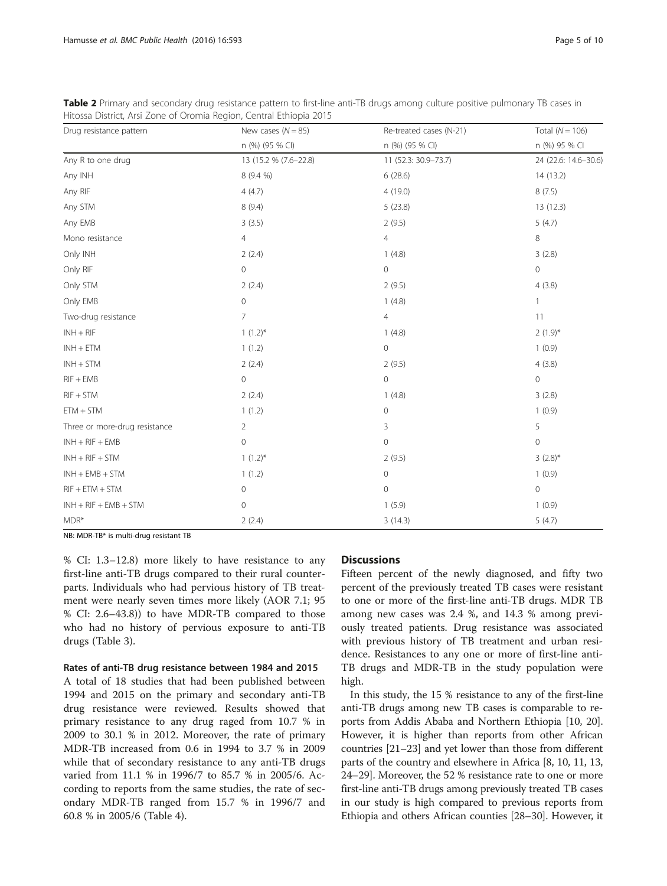**Table 2** Primary and secondary drug resistance pattern to first-line anti-TB drugs among culture positive pulmonary TB cases in Hitossa District, Arsi Zone of Oromia Region, Central Ethiopia 2015

| Drug resistance pattern | New cases ($N = 85$) | Re-treated cases (N-21) | Total ($N = 106$) |
|---|---|---|---|
| | n (%) (95 % CI) | n (%) (95 % CI) | n (%) 95 % CI |
| Any R to one drug | 13 (15.2 % (7.6–22.8) | 11 (52.3: 30.9–73.7) | 24 (22.6: 14.6–30.6) |
| Any INH | 8 (9.4 %) | 6 (28.6) | 14 (13.2) |
| Any RIF | 4 (4.7) | 4 (19.0) | 8 (7.5) |
| Any STM | 8 (9.4) | 5 (23.8) | 13 (12.3) |
| Any EMB | 3 (3.5) | 2 (9.5) | 5 (4.7) |
| Mono resistance | 4 | 4 | 8 |
| Only INH | 2 (2.4) | 1 (4.8) | 3 (2.8) |
| Only RIF | 0 | 0 | 0 |
| Only STM | 2 (2.4) | 2 (9.5) | 4 (3.8) |
| Only EMB | 0 | 1 (4.8) | 1 |
| Two-drug resistance | 7 | 4 | 11 |
| INH + RIF | 1 (1.2)* | 1 (4.8) | 2 (1.9)* |
| INH + ETM | 1 (1.2) | 0 | 1 (0.9) |
| INH + STM | 2 (2.4) | 2 (9.5) | 4 (3.8) |
| RIF + EMB | 0 | 0 | 0 |
| RIF + STM | 2 (2.4) | 1 (4.8) | 3 (2.8) |
| ETM + STM | 1 (1.2) | 0 | 1 (0.9) |
| Three or more-drug resistance | 2 | 3 | 5 |
| INH + RIF + EMB | 0 | 0 | 0 |
| INH + RIF + STM | 1 (1.2)* | 2 (9.5) | 3 (2.8)* |
| INH + EMB + STM | 1 (1.2) | 0 | 1 (0.9) |
| RIF + ETM + STM | 0 | 0 | 0 |
| INH + RIF + EMB + STM | 0 | 1 (5.9) | 1 (0.9) |
| MDR* | 2 (2.4) | 3 (14.3) | 5 (4.7) |

NB: MDR-TB* is multi-drug resistant TB

% CI: 1.3–12.8) more likely to have resistance to any first-line anti-TB drugs compared to their rural counterparts. Individuals who had pervious history of TB treatment were nearly seven times more likely (AOR 7.1; 95 % CI: 2.6–43.8)) to have MDR-TB compared to those who had no history of pervious exposure to anti-TB drugs (Table 3).

#### Rates of anti-TB drug resistance between 1984 and 2015

A total of 18 studies that had been published between 1994 and 2015 on the primary and secondary anti-TB drug resistance were reviewed. Results showed that primary resistance to any drug raged from 10.7 % in 2009 to 30.1 % in 2012. Moreover, the rate of primary MDR-TB increased from 0.6 in 1994 to 3.7 % in 2009 while that of secondary resistance to any anti-TB drugs varied from 11.1 % in 1996/7 to 85.7 % in 2005/6. According to reports from the same studies, the rate of secondary MDR-TB ranged from 15.7 % in 1996/7 and 60.8 % in 2005/6 (Table 4).

## Discussions

Fifteen percent of the newly diagnosed, and fifty two percent of the previously treated TB cases were resistant to one or more of the first-line anti-TB drugs. MDR TB among new cases was 2.4 %, and 14.3 % among previously treated patients. Drug resistance was associated with previous history of TB treatment and urban residence. Resistances to any one or more of first-line anti-TB drugs and MDR-TB in the study population were high.

In this study, the 15 % resistance to any of the first-line anti-TB drugs among new TB cases is comparable to reports from Addis Ababa and Northern Ethiopia [10, 20]. However, it is higher than reports from other African countries [21–23] and yet lower than those from different parts of the country and elsewhere in Africa [8, 10, 11, 13, 24–29]. Moreover, the 52 % resistance rate to one or more first-line anti-TB drugs among previously treated TB cases in our study is high compared to previous reports from Ethiopia and others African counties [28–30]. However, it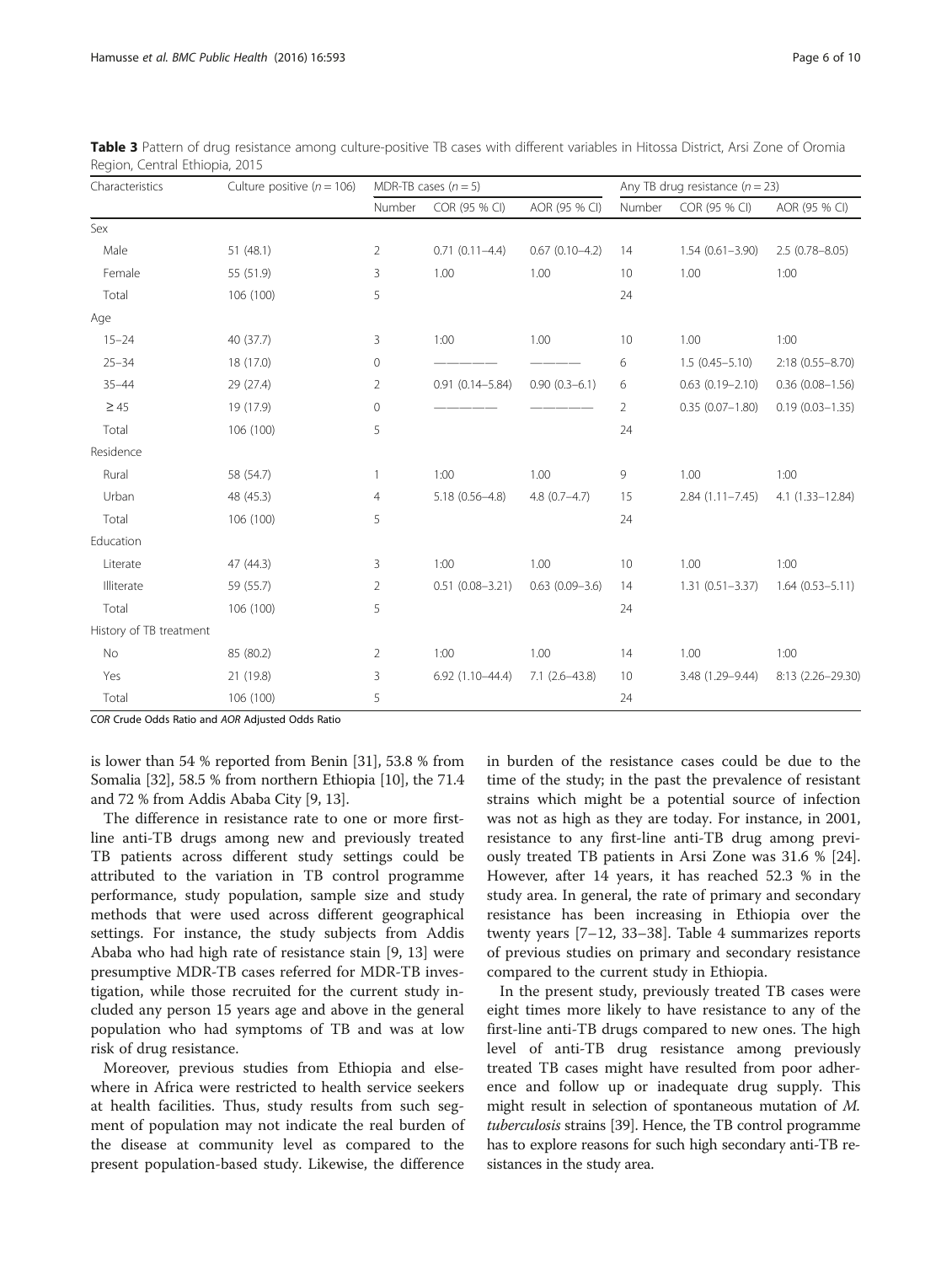**Table 3** Pattern of drug resistance among culture-positive TB cases with different variables in Hitossa District, Arsi Zone of Oromia Region, Central Ethiopia, 2015

| Characteristics | Culture positive ($n = 106$) | MDR-TB cases ($n = 5$) | | | Any TB drug resistance ($n = 23$) | | |
|---|---|---|---|---|---|---|---|
| | | Number | COR (95 % CI) | AOR (95 % CI) | Number | COR (95 % CI) | AOR (95 % CI) |
| Sex | | | | | | | |
| Male | 51 (48.1) | 2 | 0.71 (0.11–4.4) | 0.67 (0.10–4.2) | 14 | 1.54 (0.61–3.90) | 2.5 (0.78–8.05) |
| Female | 55 (51.9) | 3 | 1.00 | 1.00 | 10 | 1.00 | 1:00 |
| Total | 106 (100) | 5 | | | 24 | | |
| Age | | | | | | | |
| 15–24 | 40 (37.7) | 3 | 1:00 | 1.00 | 10 | 1.00 | 1:00 |
| 25–34 | 18 (17.0) | 0 | ———— | ——— | 6 | 1.5 (0.45–5.10) | 2:18 (0.55–8.70) |
| 35–44 | 29 (27.4) | 2 | 0.91 (0.14–5.84) | 0.90 (0.3–6.1) | 6 | 0.63 (0.19–2.10) | 0.36 (0.08–1.56) |
| ≥ 45 | 19 (17.9) | 0 | ———— | ———— | 2 | 0.35 (0.07–1.80) | 0.19 (0.03–1.35) |
| Total | 106 (100) | 5 | | | 24 | | |
| Residence | | | | | | | |
| Rural | 58 (54.7) | 1 | 1:00 | 1.00 | 9 | 1.00 | 1:00 |
| Urban | 48 (45.3) | 4 | 5.18 (0.56–4.8) | 4.8 (0.7–4.7) | 15 | 2.84 (1.11–7.45) | 4.1 (1.33–12.84) |
| Total | 106 (100) | 5 | | | 24 | | |
| Education | | | | | | | |
| Literate | 47 (44.3) | 3 | 1:00 | 1.00 | 10 | 1.00 | 1:00 |
| Illiterate | 59 (55.7) | 2 | 0.51 (0.08–3.21) | 0.63 (0.09–3.6) | 14 | 1.31 (0.51–3.37) | 1.64 (0.53–5.11) |
| Total | 106 (100) | 5 | | | 24 | | |
| History of TB treatment | | | | | | | |
| No | 85 (80.2) | 2 | 1:00 | 1.00 | 14 | 1.00 | 1:00 |
| Yes | 21 (19.8) | 3 | 6.92 (1.10–44.4) | 7.1 (2.6–43.8) | 10 | 3.48 (1.29–9.44) | 8:13 (2.26–29.30) |
| Total | 106 (100) | 5 | | | 24 | | |

*COR* Crude Odds Ratio and *AOR* Adjusted Odds Ratio

is lower than 54 % reported from Benin [31], 53.8 % from Somalia [32], 58.5 % from northern Ethiopia [10], the 71.4 and 72 % from Addis Ababa City [9, 13].

The difference in resistance rate to one or more first-line anti-TB drugs among new and previously treated TB patients across different study settings could be attributed to the variation in TB control programme performance, study population, sample size and study methods that were used across different geographical settings. For instance, the study subjects from Addis Ababa who had high rate of resistance stain [9, 13] were presumptive MDR-TB cases referred for MDR-TB investigation, while those recruited for the current study included any person 15 years age and above in the general population who had symptoms of TB and was at low risk of drug resistance.

Moreover, previous studies from Ethiopia and elsewhere in Africa were restricted to health service seekers at health facilities. Thus, study results from such segment of population may not indicate the real burden of the disease at community level as compared to the present population-based study. Likewise, the difference in burden of the resistance cases could be due to the time of the study; in the past the prevalence of resistant strains which might be a potential source of infection was not as high as they are today. For instance, in 2001, resistance to any first-line anti-TB drug among previously treated TB patients in Arsi Zone was 31.6 % [24]. However, after 14 years, it has reached 52.3 % in the study area. In general, the rate of primary and secondary resistance has been increasing in Ethiopia over the twenty years [7–12, 33–38]. Table 4 summarizes reports of previous studies on primary and secondary resistance compared to the current study in Ethiopia.

In the present study, previously treated TB cases were eight times more likely to have resistance to any of the first-line anti-TB drugs compared to new ones. The high level of anti-TB drug resistance among previously treated TB cases might have resulted from poor adherence and follow up or inadequate drug supply. This might result in selection of spontaneous mutation of *M. tuberculosis* strains [39]. Hence, the TB control programme has to explore reasons for such high secondary anti-TB resistances in the study area.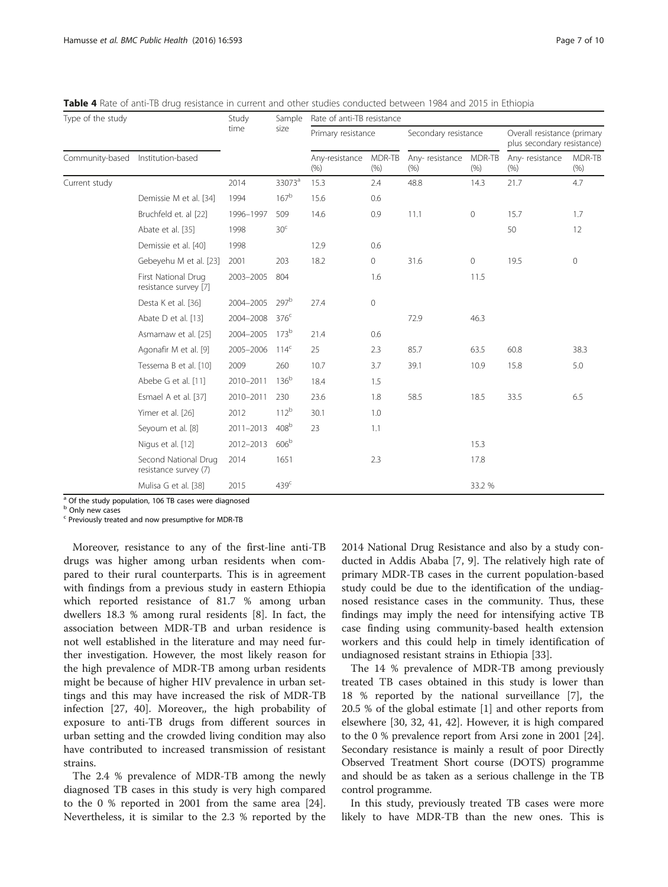**Table 4** Rate of anti-TB drug resistance in current and other studies conducted between 1984 and 2015 in Ethiopia

| Type of the study | | Study time | Sample size | Rate of anti-TB resistance | | | | | |
|---|---|---|---|---|---|---|---|---|---|
| | | | | Primary resistance | | Secondary resistance | | Overall resistance (primary plus secondary resistance) | |
| Community-based | Institution-based | | | Any-resistance (%) | MDR-TB (%) | Any- resistance (%) | MDR-TB (%) | Any- resistance (%) | MDR-TB (%) |
| Current study | | 2014 | 33073[a] | 15.3 | 2.4 | 48.8 | 14.3 | 21.7 | 4.7 |
| | Demissie M et al. [34] | 1994 | 167[b] | 15.6 | 0.6 | | | | |
| | Bruchfeld et. al [22] | 1996–1997 | 509 | 14.6 | 0.9 | 11.1 | 0 | 15.7 | 1.7 |
| | Abate et al. [35] | 1998 | 30[c] | | | | | 50 | 12 |
| | Demissie et al. [40] | 1998 | | 12.9 | 0.6 | | | | |
| | Gebeyehu M et al. [23] | 2001 | 203 | 18.2 | 0 | 31.6 | 0 | 19.5 | 0 |
| | First National Drug resistance survey [7] | 2003–2005 | 804 | | 1.6 | | 11.5 | | |
| | Desta K et al. [36] | 2004–2005 | 297[b] | 27.4 | 0 | | | | |
| | Abate D et al. [13] | 2004–2008 | 376[c] | | | 72.9 | 46.3 | | |
| | Asmamaw et al. [25] | 2004–2005 | 173[b] | 21.4 | 0.6 | | | | |
| | Agonafir M et al. [9] | 2005–2006 | 114[c] | 25 | 2.3 | 85.7 | 63.5 | 60.8 | 38.3 |
| | Tessema B et al. [10] | 2009 | 260 | 10.7 | 3.7 | 39.1 | 10.9 | 15.8 | 5.0 |
| | Abebe G et al. [11] | 2010–2011 | 136[b] | 18.4 | 1.5 | | | | |
| | Esmael A et al. [37] | 2010–2011 | 230 | 23.6 | 1.8 | 58.5 | 18.5 | 33.5 | 6.5 |
| | Yimer et al. [26] | 2012 | 112[b] | 30.1 | 1.0 | | | | |
| | Seyoum et al. [8] | 2011–2013 | 408[b] | 23 | 1.1 | | | | |
| | Nigus et al. [12] | 2012–2013 | 606[b] | | | | 15.3 | | |
| | Second National Drug resistance survey (7) | 2014 | 1651 | | 2.3 | | 17.8 | | |
| | Mulisa G et al. [38] | 2015 | 439[c] | | | | 33.2 % | | |

[a] Of the study population, 106 TB cases were diagnosed
[b] Only new cases
[c] Previously treated and now presumptive for MDR-TB

Moreover, resistance to any of the first-line anti-TB drugs was higher among urban residents when compared to their rural counterparts. This is in agreement with findings from a previous study in eastern Ethiopia which reported resistance of 81.7 % among urban dwellers 18.3 % among rural residents [8]. In fact, the association between MDR-TB and urban residence is not well established in the literature and may need further investigation. However, the most likely reason for the high prevalence of MDR-TB among urban residents might be because of higher HIV prevalence in urban settings and this may have increased the risk of MDR-TB infection [27, 40]. Moreover,, the high probability of exposure to anti-TB drugs from different sources in urban setting and the crowded living condition may also have contributed to increased transmission of resistant strains.

The 2.4 % prevalence of MDR-TB among the newly diagnosed TB cases in this study is very high compared to the 0 % reported in 2001 from the same area [24]. Nevertheless, it is similar to the 2.3 % reported by the 2014 National Drug Resistance and also by a study conducted in Addis Ababa [7, 9]. The relatively high rate of primary MDR-TB cases in the current population-based study could be due to the identification of the undiagnosed resistance cases in the community. Thus, these findings may imply the need for intensifying active TB case finding using community-based health extension workers and this could help in timely identification of undiagnosed resistant strains in Ethiopia [33].

The 14 % prevalence of MDR-TB among previously treated TB cases obtained in this study is lower than 18 % reported by the national surveillance [7], the 20.5 % of the global estimate [1] and other reports from elsewhere [30, 32, 41, 42]. However, it is high compared to the 0 % prevalence report from Arsi zone in 2001 [24]. Secondary resistance is mainly a result of poor Directly Observed Treatment Short course (DOTS) programme and should be as taken as a serious challenge in the TB control programme.

In this study, previously treated TB cases were more likely to have MDR-TB than the new ones. This is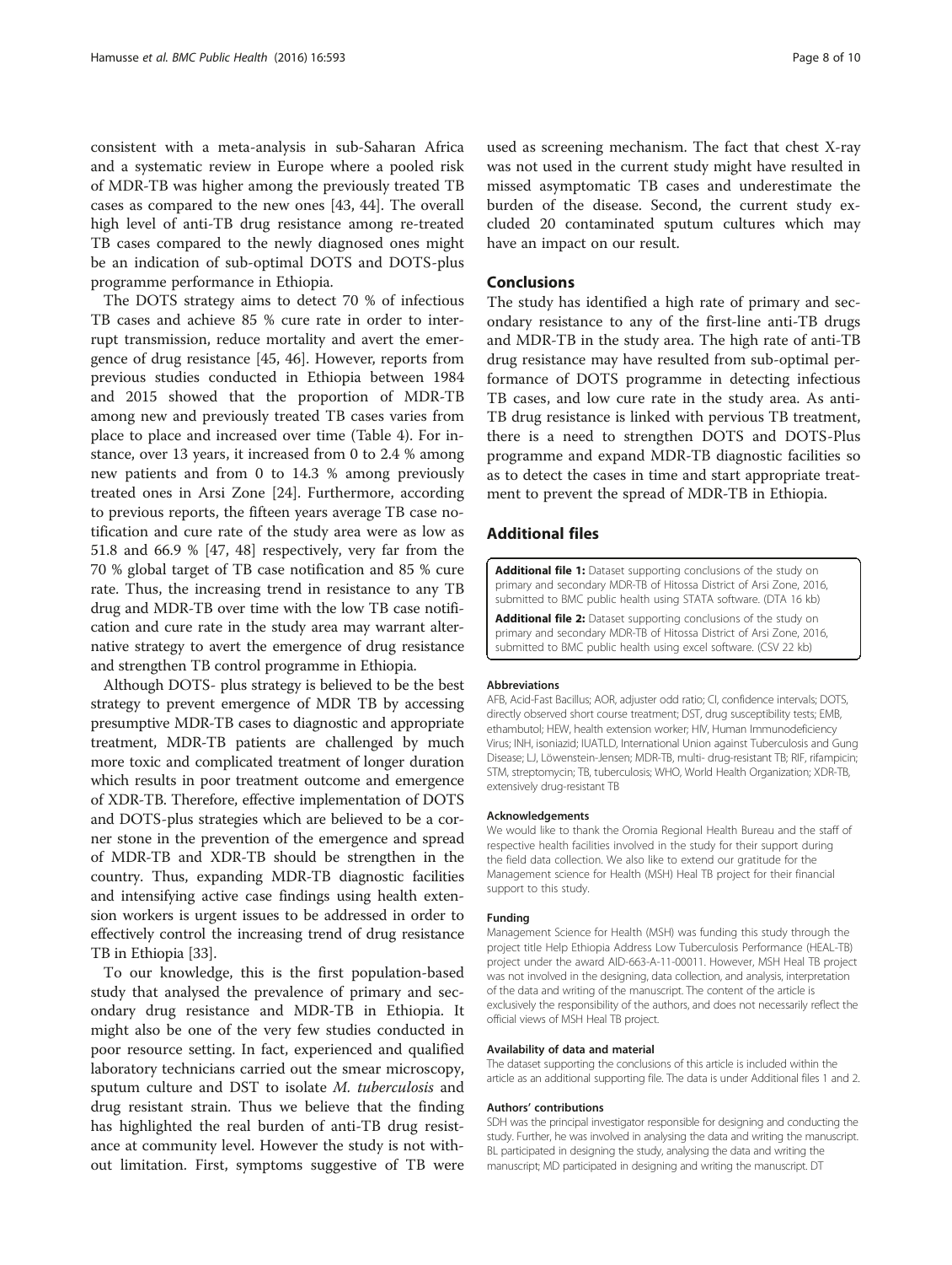consistent with a meta-analysis in sub-Saharan Africa and a systematic review in Europe where a pooled risk of MDR-TB was higher among the previously treated TB cases as compared to the new ones [43, 44]. The overall high level of anti-TB drug resistance among re-treated TB cases compared to the newly diagnosed ones might be an indication of sub-optimal DOTS and DOTS-plus programme performance in Ethiopia.

The DOTS strategy aims to detect 70 % of infectious TB cases and achieve 85 % cure rate in order to interrupt transmission, reduce mortality and avert the emergence of drug resistance [45, 46]. However, reports from previous studies conducted in Ethiopia between 1984 and 2015 showed that the proportion of MDR-TB among new and previously treated TB cases varies from place to place and increased over time (Table 4). For instance, over 13 years, it increased from 0 to 2.4 % among new patients and from 0 to 14.3 % among previously treated ones in Arsi Zone [24]. Furthermore, according to previous reports, the fifteen years average TB case notification and cure rate of the study area were as low as 51.8 and 66.9 % [47, 48] respectively, very far from the 70 % global target of TB case notification and 85 % cure rate. Thus, the increasing trend in resistance to any TB drug and MDR-TB over time with the low TB case notification and cure rate in the study area may warrant alternative strategy to avert the emergence of drug resistance and strengthen TB control programme in Ethiopia.

Although DOTS- plus strategy is believed to be the best strategy to prevent emergence of MDR TB by accessing presumptive MDR-TB cases to diagnostic and appropriate treatment, MDR-TB patients are challenged by much more toxic and complicated treatment of longer duration which results in poor treatment outcome and emergence of XDR-TB. Therefore, effective implementation of DOTS and DOTS-plus strategies which are believed to be a corner stone in the prevention of the emergence and spread of MDR-TB and XDR-TB should be strengthen in the country. Thus, expanding MDR-TB diagnostic facilities and intensifying active case findings using health extension workers is urgent issues to be addressed in order to effectively control the increasing trend of drug resistance TB in Ethiopia [33].

To our knowledge, this is the first population-based study that analysed the prevalence of primary and secondary drug resistance and MDR-TB in Ethiopia. It might also be one of the very few studies conducted in poor resource setting. In fact, experienced and qualified laboratory technicians carried out the smear microscopy, sputum culture and DST to isolate *M. tuberculosis* and drug resistant strain. Thus we believe that the finding has highlighted the real burden of anti-TB drug resistance at community level. However the study is not without limitation. First, symptoms suggestive of TB were used as screening mechanism. The fact that chest X-ray was not used in the current study might have resulted in missed asymptomatic TB cases and underestimate the burden of the disease. Second, the current study excluded 20 contaminated sputum cultures which may have an impact on our result.

## Conclusions

The study has identified a high rate of primary and secondary resistance to any of the first-line anti-TB drugs and MDR-TB in the study area. The high rate of anti-TB drug resistance may have resulted from sub-optimal performance of DOTS programme in detecting infectious TB cases, and low cure rate in the study area. As anti-TB drug resistance is linked with pervious TB treatment, there is a need to strengthen DOTS and DOTS-Plus programme and expand MDR-TB diagnostic facilities so as to detect the cases in time and start appropriate treatment to prevent the spread of MDR-TB in Ethiopia.

## Additional files

**Additional file 1:** Dataset supporting conclusions of the study on primary and secondary MDR-TB of Hitossa District of Arsi Zone, 2016, submitted to BMC public health using STATA software. (DTA 16 kb)

**Additional file 2:** Dataset supporting conclusions of the study on primary and secondary MDR-TB of Hitossa District of Arsi Zone, 2016, submitted to BMC public health using excel software. (CSV 22 kb)

#### Abbreviations

AFB, Acid-Fast Bacillus; AOR, adjuster odd ratio; CI, confidence intervals; DOTS, directly observed short course treatment; DST, drug susceptibility tests; EMB, ethambutol; HEW, health extension worker; HIV, Human Immunodeficiency Virus; INH, isoniazid; IUATLD, International Union against Tuberculosis and Gung Disease; LJ, Löwenstein-Jensen; MDR-TB, multi- drug-resistant TB; RIF, rifampicin; STM, streptomycin; TB, tuberculosis; WHO, World Health Organization; XDR-TB, extensively drug-resistant TB

#### Acknowledgements

We would like to thank the Oromia Regional Health Bureau and the staff of respective health facilities involved in the study for their support during the field data collection. We also like to extend our gratitude for the Management science for Health (MSH) Heal TB project for their financial support to this study.

#### Funding

Management Science for Health (MSH) was funding this study through the project title Help Ethiopia Address Low Tuberculosis Performance (HEAL-TB) project under the award AID-663-A-11-00011. However, MSH Heal TB project was not involved in the designing, data collection, and analysis, interpretation of the data and writing of the manuscript. The content of the article is exclusively the responsibility of the authors, and does not necessarily reflect the official views of MSH Heal TB project.

#### Availability of data and material

The dataset supporting the conclusions of this article is included within the article as an additional supporting file. The data is under Additional files 1 and 2.

#### Authors' contributions

SDH was the principal investigator responsible for designing and conducting the study. Further, he was involved in analysing the data and writing the manuscript. BL participated in designing the study, analysing the data and writing the manuscript; MD participated in designing and writing the manuscript. DT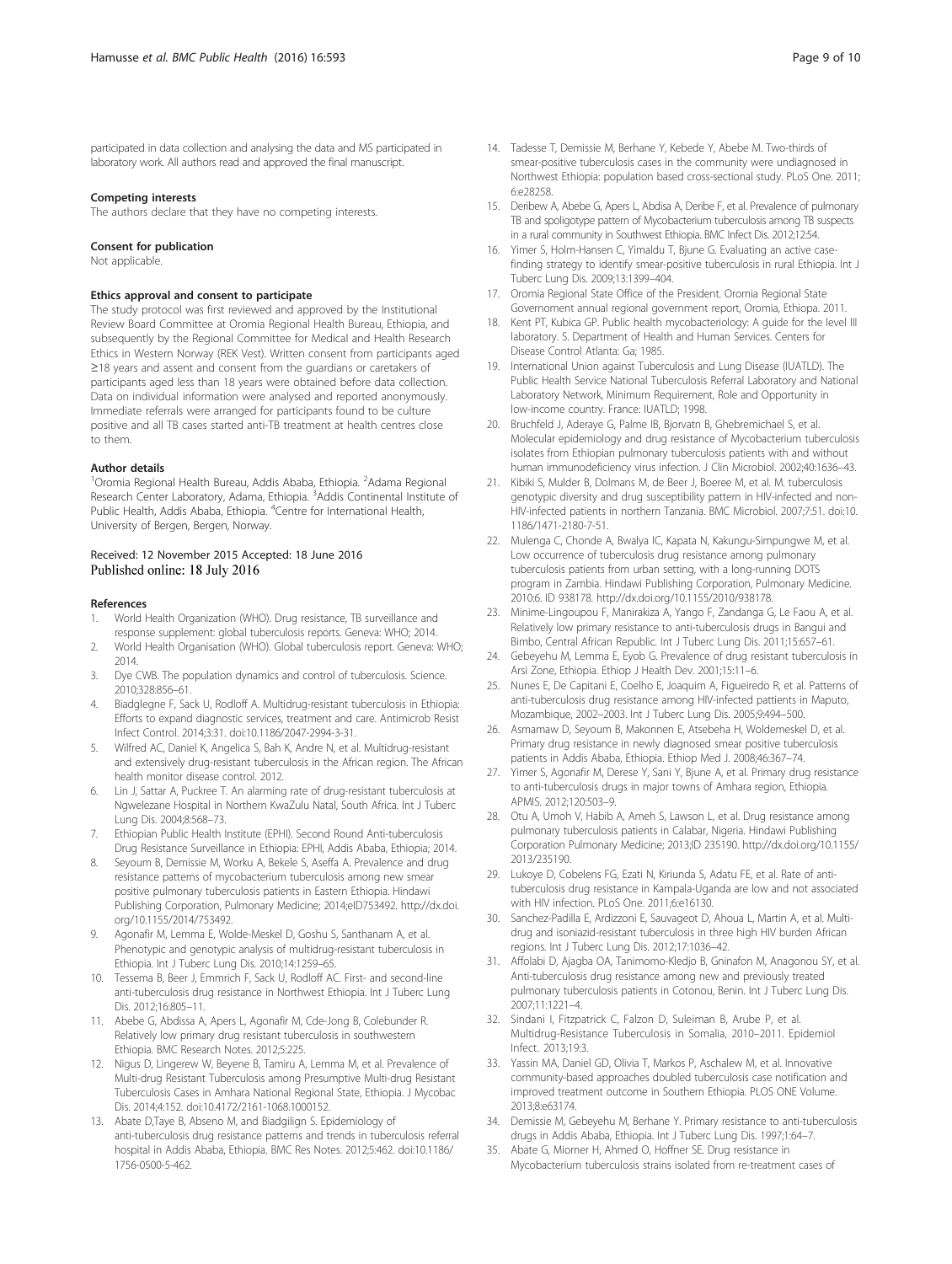participated in data collection and analysing the data and MS participated in laboratory work. All authors read and approved the final manuscript.

### Competing interests

The authors declare that they have no competing interests.

### Consent for publication

Not applicable.

### Ethics approval and consent to participate

The study protocol was first reviewed and approved by the Institutional Review Board Committee at Oromia Regional Health Bureau, Ethiopia, and subsequently by the Regional Committee for Medical and Health Research Ethics in Western Norway (REK Vest). Written consent from participants aged ≥18 years and assent and consent from the guardians or caretakers of participants aged less than 18 years were obtained before data collection. Data on individual information were analysed and reported anonymously. Immediate referrals were arranged for participants found to be culture positive and all TB cases started anti-TB treatment at health centres close to them.

### Author details

[1]Oromia Regional Health Bureau, Addis Ababa, Ethiopia. [2]Adama Regional Research Center Laboratory, Adama, Ethiopia. [3]Addis Continental Institute of Public Health, Addis Ababa, Ethiopia. [4]Centre for International Health, University of Bergen, Bergen, Norway.

Received: 12 November 2015 Accepted: 18 June 2016
Published online: 18 July 2016

### References

1. World Health Organization (WHO). Drug resistance, TB surveillance and response supplement: global tuberculosis reports. Geneva: WHO; 2014.
2. World Health Organisation (WHO). Global tuberculosis report. Geneva: WHO; 2014.
3. Dye CWB. The population dynamics and control of tuberculosis. Science. 2010;328:856–61.
4. Biadglegne F, Sack U, Rodloff A. Multidrug-resistant tuberculosis in Ethiopia: Efforts to expand diagnostic services, treatment and care. Antimicrob Resist Infect Control. 2014;3:31. doi:10.1186/2047-2994-3-31.
5. Wilfred AC, Daniel K, Angelica S, Bah K, Andre N, et al. Multidrug-resistant and extensively drug-resistant tuberculosis in the African region. The African health monitor disease control. 2012.
6. Lin J, Sattar A, Puckree T. An alarming rate of drug-resistant tuberculosis at Ngwelezane Hospital in Northern KwaZulu Natal, South Africa. Int J Tuberc Lung Dis. 2004;8:568–73.
7. Ethiopian Public Health Institute (EPHI). Second Round Anti-tuberculosis Drug Resistance Surveillance in Ethiopia: EPHI, Addis Ababa, Ethiopia; 2014.
8. Seyoum B, Demissie M, Worku A, Bekele S, Aseffa A. Prevalence and drug resistance patterns of mycobacterium tuberculosis among new smear positive pulmonary tuberculosis patients in Eastern Ethiopia. Hindawi Publishing Corporation, Pulmonary Medicine; 2014;eID753492. http://dx.doi.org/10.1155/2014/753492.
9. Agonafir M, Lemma E, Wolde-Meskel D, Goshu S, Santhanam A, et al. Phenotypic and genotypic analysis of multidrug-resistant tuberculosis in Ethiopia. Int J Tuberc Lung Dis. 2010;14:1259–65.
10. Tessema B, Beer J, Emmrich F, Sack U, Rodloff AC. First- and second-line anti-tuberculosis drug resistance in Northwest Ethiopia. Int J Tuberc Lung Dis. 2012;16:805–11.
11. Abebe G, Abdissa A, Apers L, Agonafir M, Cde-Jong B, Colebunder R. Relatively low primary drug resistant tuberculosis in southwestern Ethiopia. BMC Research Notes. 2012;5:225.
12. Nigus D, Lingerew W, Beyene B, Tamiru A, Lemma M, et al. Prevalence of Multi-drug Resistant Tuberculosis among Presumptive Multi-drug Resistant Tuberculosis Cases in Amhara National Regional State, Ethiopia. J Mycobac Dis. 2014;4:152. doi:10.4172/2161-1068.1000152.
13. Abate D,Taye B, Abseno M, and Biadgilign S. Epidemiology of anti-tuberculosis drug resistance patterns and trends in tuberculosis referral hospital in Addis Ababa, Ethiopia. BMC Res Notes. 2012;5:462. doi:10.1186/1756-0500-5-462.
14. Tadesse T, Demissie M, Berhane Y, Kebede Y, Abebe M. Two-thirds of smear-positive tuberculosis cases in the community were undiagnosed in Northwest Ethiopia: population based cross-sectional study. PLoS One. 2011; 6:e28258.
15. Deribew A, Abebe G, Apers L, Abdisa A, Deribe F, et al. Prevalence of pulmonary TB and spoligotype pattern of Mycobacterium tuberculosis among TB suspects in a rural community in Southwest Ethiopia. BMC Infect Dis. 2012;12:54.
16. Yimer S, Holm-Hansen C, Yimaldu T, Bjune G. Evaluating an active case-finding strategy to identify smear-positive tuberculosis in rural Ethiopia. Int J Tuberc Lung Dis. 2009;13:1399–404.
17. Oromia Regional State Office of the President. Oromia Regional State Governoment annual regional government report, Oromia, Ethiopa. 2011.
18. Kent PT, Kubica GP. Public health mycobacteriology: A guide for the level III laboratory. S. Department of Health and Human Services. Centers for Disease Control Atlanta: Ga; 1985.
19. International Union against Tuberculosis and Lung Disease (IUATLD). The Public Health Service National Tuberculosis Referral Laboratory and National Laboratory Network, Minimum Requirement, Role and Opportunity in low-income country. France: IUATLD; 1998.
20. Bruchfeld J, Aderaye G, Palme IB, Bjorvatn B, Ghebremichael S, et al. Molecular epidemiology and drug resistance of Mycobacterium tuberculosis isolates from Ethiopian pulmonary tuberculosis patients with and without human immunodeficiency virus infection. J Clin Microbiol. 2002;40:1636–43.
21. Kibiki S, Mulder B, Dolmans M, de Beer J, Boeree M, et al. M. tuberculosis genotypic diversity and drug susceptibility pattern in HIV-infected and non-HIV-infected patients in northern Tanzania. BMC Microbiol. 2007;7:51. doi:10.1186/1471-2180-7-51.
22. Mulenga C, Chonde A, Bwalya IC, Kapata N, Kakungu-Simpungwe M, et al. Low occurrence of tuberculosis drug resistance among pulmonary tuberculosis patients from urban setting, with a long-running DOTS program in Zambia. Hindawi Publishing Corporation, Pulmonary Medicine. 2010;6. ID 938178. http://dx.doi.org/10.1155/2010/938178.
23. Minime-Lingoupou F, Manirakiza A, Yango F, Zandanga G, Le Faou A, et al. Relatively low primary resistance to anti-tuberculosis drugs in Bangui and Bimbo, Central African Republic. Int J Tuberc Lung Dis. 2011;15:657–61.
24. Gebeyehu M, Lemma E, Eyob G. Prevalence of drug resistant tuberculosis in Arsi Zone, Ethiopia. Ethiop J Health Dev. 2001;15:11–6.
25. Nunes E, De Capitani E, Coelho E, Joaquim A, Figueiredo R, et al. Patterns of anti-tuberculosis drug resistance among HIV-infected pattients in Maputo, Mozambique, 2002–2003. Int J Tuberc Lung Dis. 2005;9:494–500.
26. Asmamaw D, Seyoum B, Makonnen E, Atsebeha H, Woldemeskel D, et al. Primary drug resistance in newly diagnosed smear positive tuberculosis patients in Addis Ababa, Ethiopia. Ethiop Med J. 2008;46:367–74.
27. Yimer S, Agonafir M, Derese Y, Sani Y, Bjune A, et al. Primary drug resistance to anti-tuberculosis drugs in major towns of Amhara region, Ethiopia. APMIS. 2012;120:503–9.
28. Otu A, Umoh V, Habib A, Ameh S, Lawson L, et al. Drug resistance among pulmonary tuberculosis patients in Calabar, Nigeria. Hindawi Publishing Corporation Pulmonary Medicine; 2013;ID 235190. http://dx.doi.org/10.1155/2013/235190.
29. Lukoye D, Cobelens FG, Ezati N, Kiriunda S, Adatu FE, et al. Rate of anti-tuberculosis drug resistance in Kampala-Uganda are low and not associated with HIV infection. PLoS One. 2011;6:e16130.
30. Sanchez-Padilla E, Ardizzoni E, Sauvageot D, Ahoua L, Martin A, et al. Multi-drug and isoniazid-resistant tuberculosis in three high HIV burden African regions. Int J Tuberc Lung Dis. 2012;17:1036–42.
31. Affolabi D, Ajagba OA, Tanimomo-Kledjo B, Gninafon M, Anagonou SY, et al. Anti-tuberculosis drug resistance among new and previously treated pulmonary tuberculosis patients in Cotonou, Benin. Int J Tuberc Lung Dis. 2007;11:1221–4.
32. Sindani I, Fitzpatrick C, Falzon D, Suleiman B, Arube P, et al. Multidrug-Resistance Tuberculosis in Somalia, 2010–2011. Epidemiol Infect. 2013;19:3.
33. Yassin MA, Daniel GD, Olivia T, Markos P, Aschalew M, et al. Innovative community-based approaches doubled tuberculosis case notification and improved treatment outcome in Southern Ethiopia. PLOS ONE Volume. 2013;8:e63174.
34. Demissie M, Gebeyehu M, Berhane Y. Primary resistance to anti-tuberculosis drugs in Addis Ababa, Ethiopia. Int J Tuberc Lung Dis. 1997;1:64–7.
35. Abate G, Miorner H, Ahmed O, Hoffner SE. Drug resistance in Mycobacterium tuberculosis strains isolated from re-treatment cases of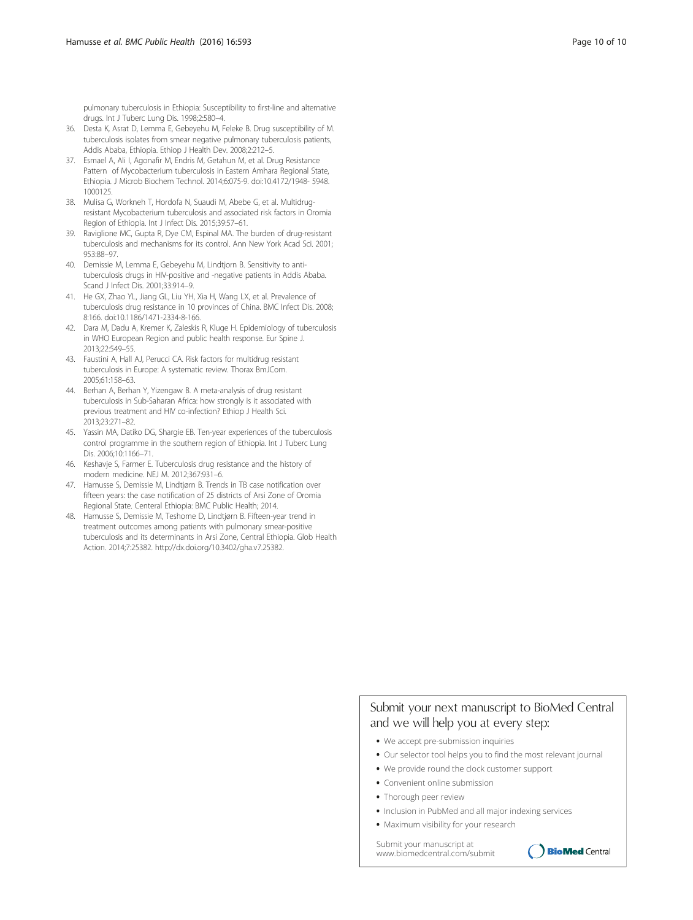pulmonary tuberculosis in Ethiopia: Susceptibility to first-line and alternative drugs. Int J Tuberc Lung Dis. 1998;2:580–4.

36. Desta K, Asrat D, Lemma E, Gebeyehu M, Feleke B. Drug susceptibility of M. tuberculosis isolates from smear negative pulmonary tuberculosis patients, Addis Ababa, Ethiopia. Ethiop J Health Dev. 2008;2:212–5.
37. Esmael A, Ali I, Agonafir M, Endris M, Getahun M, et al. Drug Resistance Pattern of Mycobacterium tuberculosis in Eastern Amhara Regional State, Ethiopia. J Microb Biochem Technol. 2014;6:075-9. doi:10.4172/1948- 5948. 1000125.
38. Mulisa G, Workneh T, Hordofa N, Suaudi M, Abebe G, et al. Multidrug-resistant Mycobacterium tuberculosis and associated risk factors in Oromia Region of Ethiopia. Int J Infect Dis. 2015;39:57–61.
39. Raviglione MC, Gupta R, Dye CM, Espinal MA. The burden of drug-resistant tuberculosis and mechanisms for its control. Ann New York Acad Sci. 2001; 953:88–97.
40. Demissie M, Lemma E, Gebeyehu M, Lindtjorn B. Sensitivity to anti-tuberculosis drugs in HIV-positive and -negative patients in Addis Ababa. Scand J Infect Dis. 2001;33:914–9.
41. He GX, Zhao YL, Jiang GL, Liu YH, Xia H, Wang LX, et al. Prevalence of tuberculosis drug resistance in 10 provinces of China. BMC Infect Dis. 2008; 8:166. doi:10.1186/1471-2334-8-166.
42. Dara M, Dadu A, Kremer K, Zaleskis R, Kluge H. Epidemiology of tuberculosis in WHO European Region and public health response. Eur Spine J. 2013;22:549–55.
43. Faustini A, Hall AJ, Perucci CA. Risk factors for multidrug resistant tuberculosis in Europe: A systematic review. Thorax BmJCom. 2005;61:158–63.
44. Berhan A, Berhan Y, Yizengaw B. A meta-analysis of drug resistant tuberculosis in Sub-Saharan Africa: how strongly is it associated with previous treatment and HIV co-infection? Ethiop J Health Sci. 2013;23:271–82.
45. Yassin MA, Datiko DG, Shargie EB. Ten-year experiences of the tuberculosis control programme in the southern region of Ethiopia. Int J Tuberc Lung Dis. 2006;10:1166–71.
46. Keshavje S, Farmer E. Tuberculosis drug resistance and the history of modern medicine. NEJ M. 2012;367:931–6.
47. Hamusse S, Demissie M, Lindtjørn B. Trends in TB case notification over fifteen years: the case notification of 25 districts of Arsi Zone of Oromia Regional State. Centeral Ethiopia: BMC Public Health; 2014.
48. Hamusse S, Demissie M, Teshome D, Lindtjørn B. Fifteen-year trend in treatment outcomes among patients with pulmonary smear-positive tuberculosis and its determinants in Arsi Zone, Central Ethiopia. Glob Health Action. 2014;7:25382. http://dx.doi.org/10.3402/gha.v7.25382.

Submit your next manuscript to BioMed Central and we will help you at every step:

- We accept pre-submission inquiries
- Our selector tool helps you to find the most relevant journal
- We provide round the clock customer support
- Convenient online submission
- Thorough peer review
- Inclusion in PubMed and all major indexing services
- Maximum visibility for your research

Submit your manuscript at
www.biomedcentral.com/submit

BioMed Central